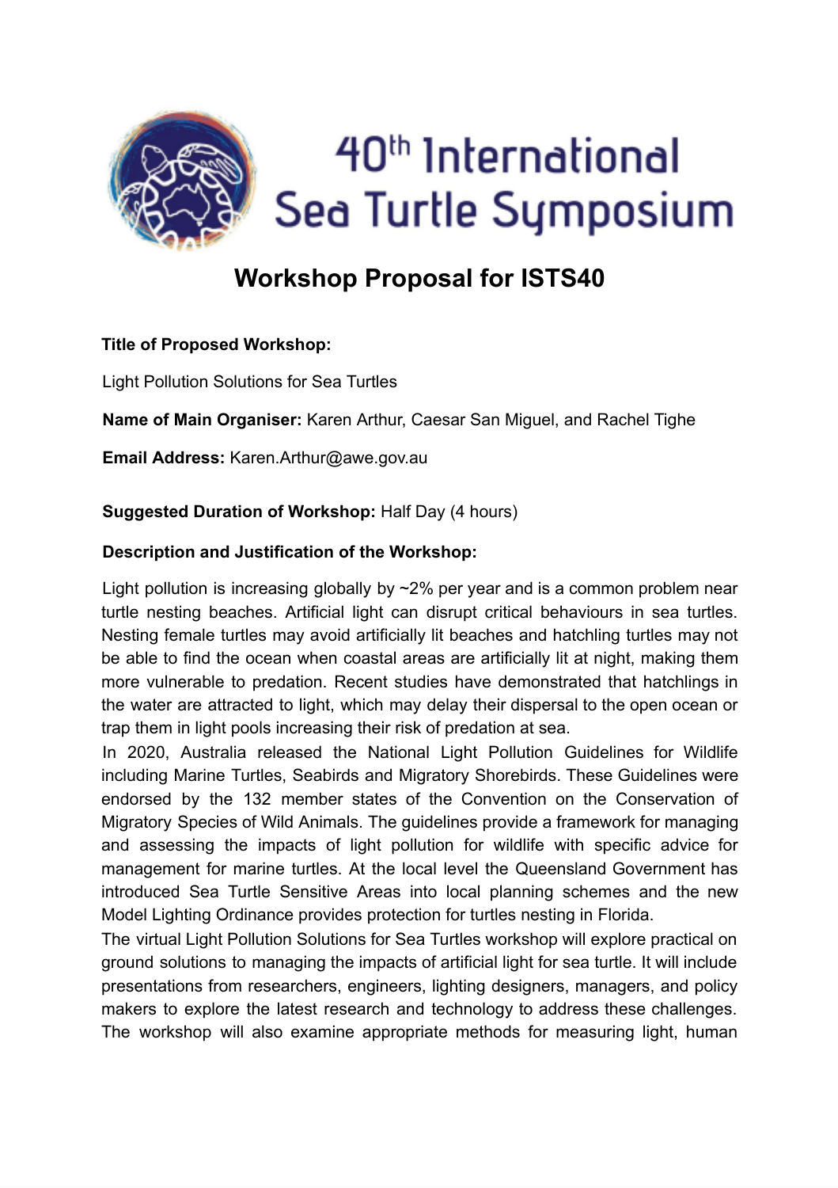# 40th International Sea Turtle Symposium

## Workshop Proposal for ISTS40

**Title of Proposed Workshop:**

Light Pollution Solutions for Sea Turtles

**Name of Main Organiser:** Karen Arthur, Caesar San Miguel, and Rachel Tighe

**Email Address:** Karen.Arthur@awe.gov.au

**Suggested Duration of Workshop:** Half Day (4 hours)

**Description and Justification of the Workshop:**

Light pollution is increasing globally by ~2% per year and is a common problem near turtle nesting beaches. Artificial light can disrupt critical behaviours in sea turtles. Nesting female turtles may avoid artificially lit beaches and hatchling turtles may not be able to find the ocean when coastal areas are artificially lit at night, making them more vulnerable to predation. Recent studies have demonstrated that hatchlings in the water are attracted to light, which may delay their dispersal to the open ocean or trap them in light pools increasing their risk of predation at sea.

In 2020, Australia released the National Light Pollution Guidelines for Wildlife including Marine Turtles, Seabirds and Migratory Shorebirds. These Guidelines were endorsed by the 132 member states of the Convention on the Conservation of Migratory Species of Wild Animals. The guidelines provide a framework for managing and assessing the impacts of light pollution for wildlife with specific advice for management for marine turtles. At the local level the Queensland Government has introduced Sea Turtle Sensitive Areas into local planning schemes and the new Model Lighting Ordinance provides protection for turtles nesting in Florida.

The virtual Light Pollution Solutions for Sea Turtles workshop will explore practical on ground solutions to managing the impacts of artificial light for sea turtle. It will include presentations from researchers, engineers, lighting designers, managers, and policy makers to explore the latest research and technology to address these challenges. The workshop will also examine appropriate methods for measuring light, human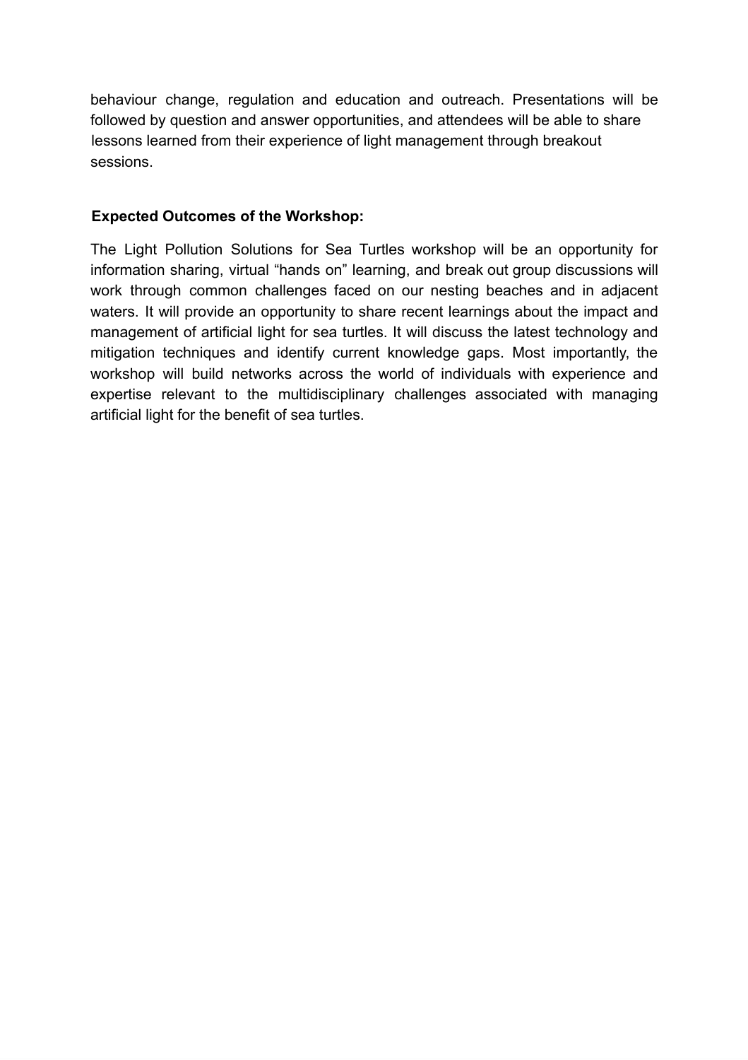behaviour change, regulation and education and outreach. Presentations will be followed by question and answer opportunities, and attendees will be able to share lessons learned from their experience of light management through breakout sessions.

**Expected Outcomes of the Workshop:**

The Light Pollution Solutions for Sea Turtles workshop will be an opportunity for information sharing, virtual "hands on" learning, and break out group discussions will work through common challenges faced on our nesting beaches and in adjacent waters. It will provide an opportunity to share recent learnings about the impact and management of artificial light for sea turtles. It will discuss the latest technology and mitigation techniques and identify current knowledge gaps. Most importantly, the workshop will build networks across the world of individuals with experience and expertise relevant to the multidisciplinary challenges associated with managing artificial light for the benefit of sea turtles.